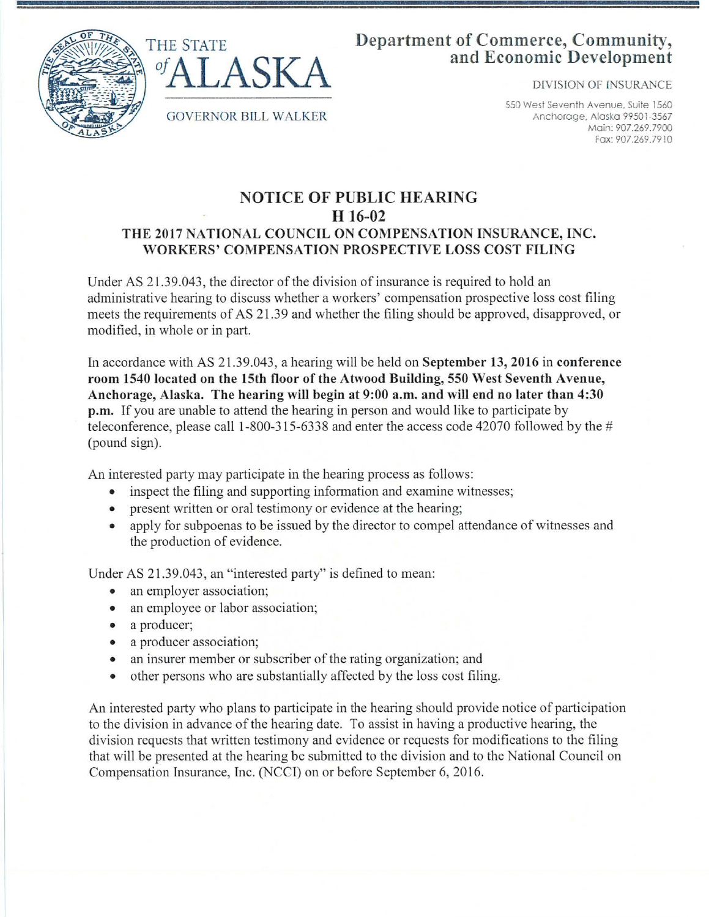THE STATE of ALASKA

GOVERNOR BILL WALKER

**Department of Commerce, Community, and Economic Development**

DIVISION OF INSURANCE

550 West Seventh Avenue, Suite 1560
Anchorage, Alaska 99501-3567
Main: 907.269.7900
Fax: 907.269.7910

# NOTICE OF PUBLIC HEARING
## H 16-02
## THE 2017 NATIONAL COUNCIL ON COMPENSATION INSURANCE, INC. WORKERS' COMPENSATION PROSPECTIVE LOSS COST FILING

Under AS 21.39.043, the director of the division of insurance is required to hold an administrative hearing to discuss whether a workers' compensation prospective loss cost filing meets the requirements of AS 21.39 and whether the filing should be approved, disapproved, or modified, in whole or in part.

In accordance with AS 21.39.043, a hearing will be held on **September 13, 2016** in **conference room 1540 located on the 15th floor of the Atwood Building, 550 West Seventh Avenue, Anchorage, Alaska. The hearing will begin at 9:00 a.m. and will end no later than 4:30 p.m.** If you are unable to attend the hearing in person and would like to participate by teleconference, please call 1-800-315-6338 and enter the access code 42070 followed by the # (pound sign).

An interested party may participate in the hearing process as follows:

- inspect the filing and supporting information and examine witnesses;
- present written or oral testimony or evidence at the hearing;
- apply for subpoenas to be issued by the director to compel attendance of witnesses and the production of evidence.

Under AS 21.39.043, an "interested party" is defined to mean:

- an employer association;
- an employee or labor association;
- a producer;
- a producer association;
- an insurer member or subscriber of the rating organization; and
- other persons who are substantially affected by the loss cost filing.

An interested party who plans to participate in the hearing should provide notice of participation to the division in advance of the hearing date. To assist in having a productive hearing, the division requests that written testimony and evidence or requests for modifications to the filing that will be presented at the hearing be submitted to the division and to the National Council on Compensation Insurance, Inc. (NCCI) on or before September 6, 2016.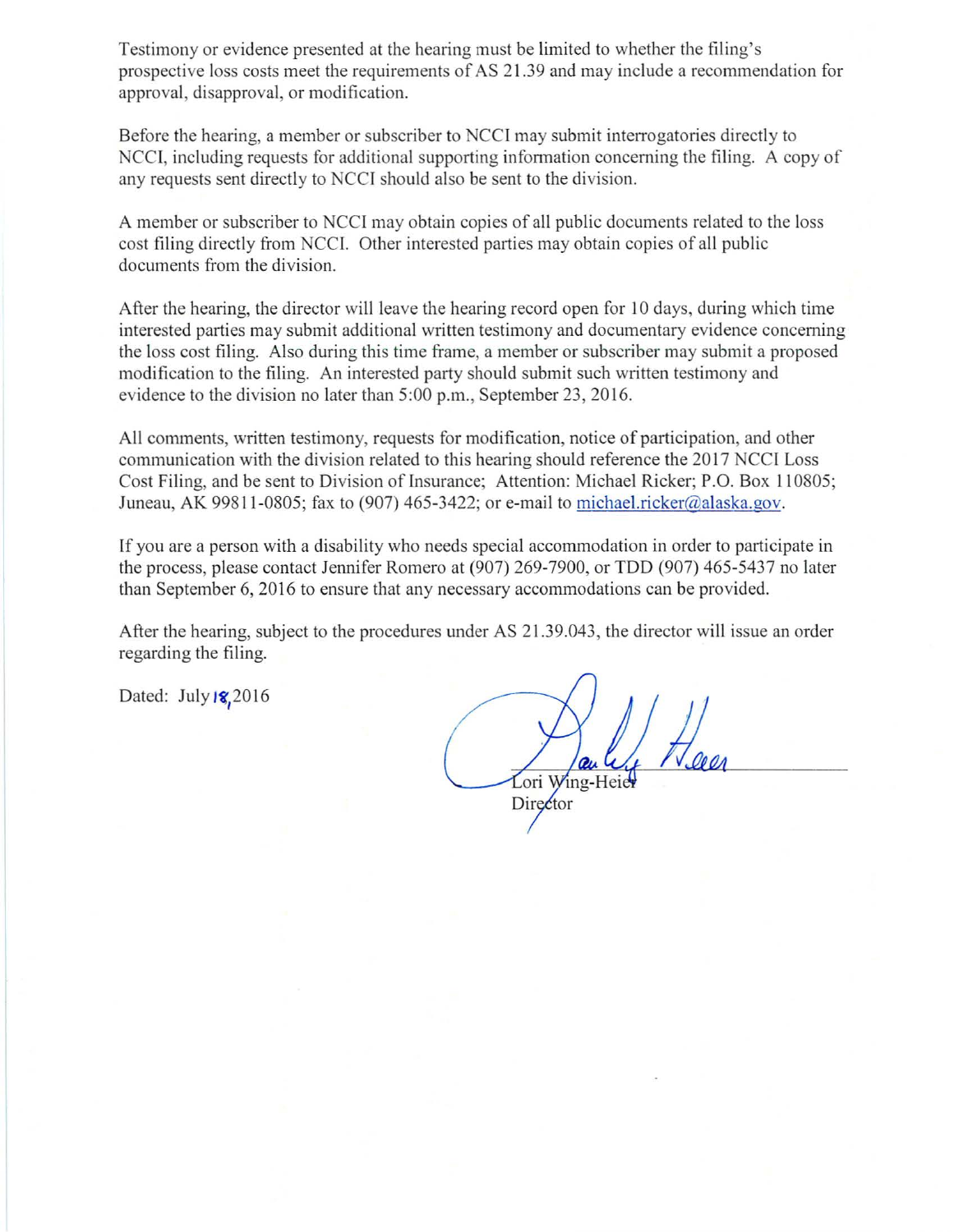Testimony or evidence presented at the hearing must be limited to whether the filing's prospective loss costs meet the requirements of AS 21.39 and may include a recommendation for approval, disapproval, or modification.

Before the hearing, a member or subscriber to NCCI may submit interrogatories directly to NCCI, including requests for additional supporting information concerning the filing. A copy of any requests sent directly to NCCI should also be sent to the division.

A member or subscriber to NCCI may obtain copies of all public documents related to the loss cost filing directly from NCCI. Other interested parties may obtain copies of all public documents from the division.

After the hearing, the director will leave the hearing record open for 10 days, during which time interested parties may submit additional written testimony and documentary evidence concerning the loss cost filing. Also during this time frame, a member or subscriber may submit a proposed modification to the filing. An interested party should submit such written testimony and evidence to the division no later than 5:00 p.m., September 23, 2016.

All comments, written testimony, requests for modification, notice of participation, and other communication with the division related to this hearing should reference the 2017 NCCI Loss Cost Filing, and be sent to Division of Insurance; Attention: Michael Ricker; P.O. Box 110805; Juneau, AK 99811-0805; fax to (907) 465-3422; or e-mail to michael.ricker@alaska.gov.

If you are a person with a disability who needs special accommodation in order to participate in the process, please contact Jennifer Romero at (907) 269-7900, or TDD (907) 465-5437 no later than September 6, 2016 to ensure that any necessary accommodations can be provided.

After the hearing, subject to the procedures under AS 21.39.043, the director will issue an order regarding the filing.

Dated: July 18, 2016

Lori Wing-Heier
Director